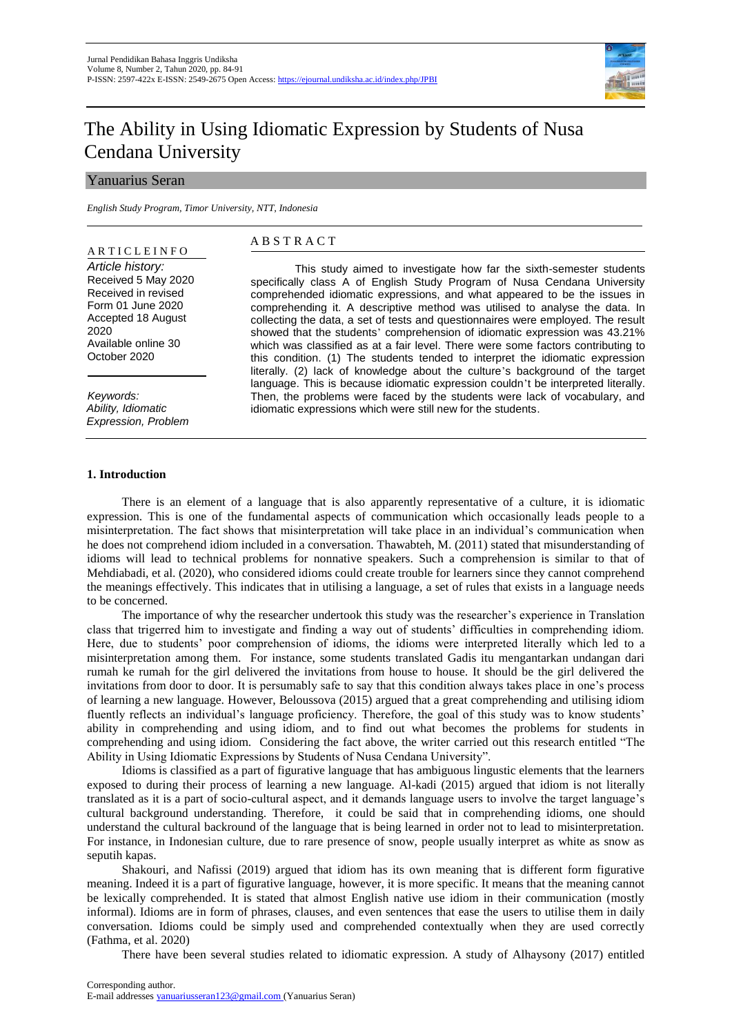# The Ability in Using Idiomatic Expression by Students of Nusa Cendana University

Yanuarius Seran

*English Study Program, Timor University, NTT, Indonesia*

**ARTICLE INFO**

*Article history:*
Received 5 May 2020
Received in revised Form 01 June 2020
Accepted 18 August 2020
Available online 30 October 2020

*Keywords:*
*Ability, Idiomatic Expression, Problem*

**ABSTRACT**

This study aimed to investigate how far the sixth-semester students specifically class A of English Study Program of Nusa Cendana University comprehended idiomatic expressions, and what appeared to be the issues in comprehending it. A descriptive method was utilised to analyse the data. In collecting the data, a set of tests and questionnaires were employed. The result showed that the students' comprehension of idiomatic expression was 43.21% which was classified as at a fair level. There were some factors contributing to this condition. (1) The students tended to interpret the idiomatic expression literally. (2) lack of knowledge about the culture's background of the target language. This is because idiomatic expression couldn't be interpreted literally. Then, the problems were faced by the students were lack of vocabulary, and idiomatic expressions which were still new for the students.

## 1. Introduction

There is an element of a language that is also apparently representative of a culture, it is idiomatic expression. This is one of the fundamental aspects of communication which occasionally leads people to a misinterpretation. The fact shows that misinterpretation will take place in an individual's communication when he does not comprehend idiom included in a conversation. Thawabteh, M. (2011) stated that misunderstanding of idioms will lead to technical problems for nonnative speakers. Such a comprehension is similar to that of Mehdiabadi, et al. (2020), who considered idioms could create trouble for learners since they cannot comprehend the meanings effectively. This indicates that in utilising a language, a set of rules that exists in a language needs to be concerned.

The importance of why the researcher undertook this study was the researcher's experience in Translation class that trigerred him to investigate and finding a way out of students' difficulties in comprehending idiom. Here, due to students' poor comprehension of idioms, the idioms were interpreted literally which led to a misinterpretation among them. For instance, some students translated Gadis itu mengantarkan undangan dari rumah ke rumah for the girl delivered the invitations from house to house. It should be the girl delivered the invitations from door to door. It is persumably safe to say that this condition always takes place in one's process of learning a new language. However, Beloussova (2015) argued that a great comprehending and utilising idiom fluently reflects an individual's language proficiency. Therefore, the goal of this study was to know students' ability in comprehending and using idiom, and to find out what becomes the problems for students in comprehending and using idiom. Considering the fact above, the writer carried out this research entitled "The Ability in Using Idiomatic Expressions by Students of Nusa Cendana University".

Idioms is classified as a part of figurative language that has ambiguous lingustic elements that the learners exposed to during their process of learning a new language. Al-kadi (2015) argued that idiom is not literally translated as it is a part of socio-cultural aspect, and it demands language users to involve the target language's cultural background understanding. Therefore, it could be said that in comprehending idioms, one should understand the cultural backround of the language that is being learned in order not to lead to misinterpretation. For instance, in Indonesian culture, due to rare presence of snow, people usually interpret as white as snow as seputih kapas.

Shakouri, and Nafissi (2019) argued that idiom has its own meaning that is different form figurative meaning. Indeed it is a part of figurative language, however, it is more specific. It means that the meaning cannot be lexically comprehended. It is stated that almost English native use idiom in their communication (mostly informal). Idioms are in form of phrases, clauses, and even sentences that ease the users to utilise them in daily conversation. Idioms could be simply used and comprehended contextually when they are used correctly (Fathma, et al. 2020)

There have been several studies related to idiomatic expression. A study of Alhaysony (2017) entitled

Corresponding author.
E-mail addresses yanuariusseran123@gmail.com (Yanuarius Seran)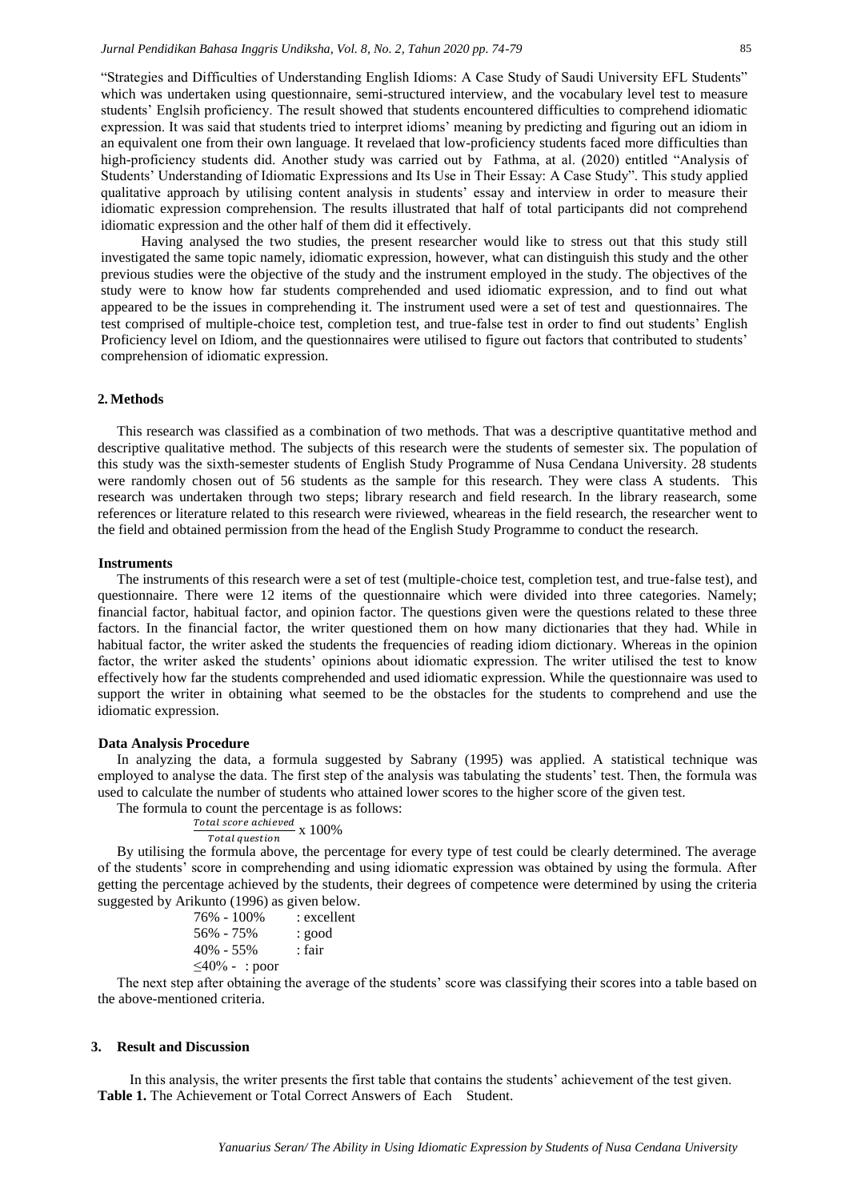"Strategies and Difficulties of Understanding English Idioms: A Case Study of Saudi University EFL Students" which was undertaken using questionnaire, semi-structured interview, and the vocabulary level test to measure students' Englsih proficiency. The result showed that students encountered difficulties to comprehend idiomatic expression. It was said that students tried to interpret idioms' meaning by predicting and figuring out an idiom in an equivalent one from their own language. It revelaed that low-proficiency students faced more difficulties than high-proficiency students did. Another study was carried out by Fathma, at al. (2020) entitled "Analysis of Students' Understanding of Idiomatic Expressions and Its Use in Their Essay: A Case Study". This study applied qualitative approach by utilising content analysis in students' essay and interview in order to measure their idiomatic expression comprehension. The results illustrated that half of total participants did not comprehend idiomatic expression and the other half of them did it effectively.

Having analysed the two studies, the present researcher would like to stress out that this study still investigated the same topic namely, idiomatic expression, however, what can distinguish this study and the other previous studies were the objective of the study and the instrument employed in the study. The objectives of the study were to know how far students comprehended and used idiomatic expression, and to find out what appeared to be the issues in comprehending it. The instrument used were a set of test and questionnaires. The test comprised of multiple-choice test, completion test, and true-false test in order to find out students' English Proficiency level on Idiom, and the questionnaires were utilised to figure out factors that contributed to students' comprehension of idiomatic expression.

## 2. Methods

This research was classified as a combination of two methods. That was a descriptive quantitative method and descriptive qualitative method. The subjects of this research were the students of semester six. The population of this study was the sixth-semester students of English Study Programme of Nusa Cendana University. 28 students were randomly chosen out of 56 students as the sample for this research. They were class A students. This research was undertaken through two steps; library research and field research. In the library reasearch, some references or literature related to this research were riviewed, wheareas in the field research, the researcher went to the field and obtained permission from the head of the English Study Programme to conduct the research.

### Instruments

The instruments of this research were a set of test (multiple-choice test, completion test, and true-false test), and questionnaire. There were 12 items of the questionnaire which were divided into three categories. Namely; financial factor, habitual factor, and opinion factor. The questions given were the questions related to these three factors. In the financial factor, the writer questioned them on how many dictionaries that they had. While in habitual factor, the writer asked the students the frequencies of reading idiom dictionary. Whereas in the opinion factor, the writer asked the students' opinions about idiomatic expression. The writer utilised the test to know effectively how far the students comprehended and used idiomatic expression. While the questionnaire was used to support the writer in obtaining what seemed to be the obstacles for the students to comprehend and use the idiomatic expression.

### Data Analysis Procedure

In analyzing the data, a formula suggested by Sabrany (1995) was applied. A statistical technique was employed to analyse the data. The first step of the analysis was tabulating the students' test. Then, the formula was used to calculate the number of students who attained lower scores to the higher score of the given test.

The formula to count the percentage is as follows:

$$\frac{Total\ score\ achieved}{Total\ question} \times 100\%$$

By utilising the formula above, the percentage for every type of test could be clearly determined. The average of the students' score in comprehending and using idiomatic expression was obtained by using the formula. After getting the percentage achieved by the students, their degrees of competence were determined by using the criteria suggested by Arikunto (1996) as given below.

76% - 100% : excellent
56% - 75% : good
40% - 55% : fair
≤40% - : poor

The next step after obtaining the average of the students' score was classifying their scores into a table based on the above-mentioned criteria.

## 3. Result and Discussion

In this analysis, the writer presents the first table that contains the students' achievement of the test given.

**Table 1.** The Achievement or Total Correct Answers of Each Student.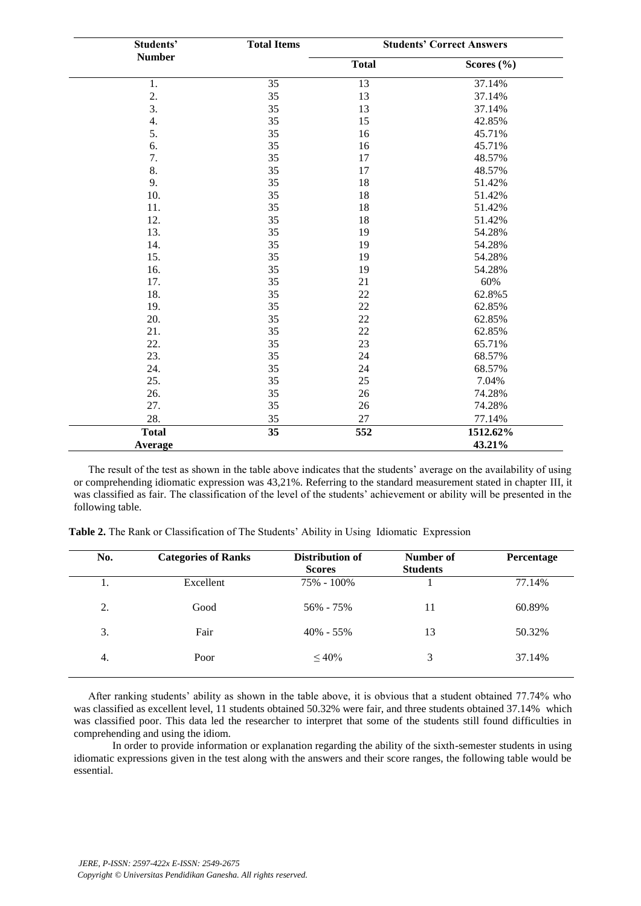| Students' Number | Total Items | Students' Correct Answers | |
|---|---|---|---|
| | | **Total** | **Scores (%)** |
| 1. | 35 | 13 | 37.14% |
| 2. | 35 | 13 | 37.14% |
| 3. | 35 | 13 | 37.14% |
| 4. | 35 | 15 | 42.85% |
| 5. | 35 | 16 | 45.71% |
| 6. | 35 | 16 | 45.71% |
| 7. | 35 | 17 | 48.57% |
| 8. | 35 | 17 | 48.57% |
| 9. | 35 | 18 | 51.42% |
| 10. | 35 | 18 | 51.42% |
| 11. | 35 | 18 | 51.42% |
| 12. | 35 | 18 | 51.42% |
| 13. | 35 | 19 | 54.28% |
| 14. | 35 | 19 | 54.28% |
| 15. | 35 | 19 | 54.28% |
| 16. | 35 | 19 | 54.28% |
| 17. | 35 | 21 | 60% |
| 18. | 35 | 22 | 62.8%5 |
| 19. | 35 | 22 | 62.85% |
| 20. | 35 | 22 | 62.85% |
| 21. | 35 | 22 | 62.85% |
| 22. | 35 | 23 | 65.71% |
| 23. | 35 | 24 | 68.57% |
| 24. | 35 | 24 | 68.57% |
| 25. | 35 | 25 | 7.04% |
| 26. | 35 | 26 | 74.28% |
| 27. | 35 | 26 | 74.28% |
| 28. | 35 | 27 | 77.14% |
| **Total** | **35** | **552** | **1512.62%** |
| **Average** | | | **43.21%** |

The result of the test as shown in the table above indicates that the students' average on the availability of using or comprehending idiomatic expression was 43,21%. Referring to the standard measurement stated in chapter III, it was classified as fair. The classification of the level of the students' achievement or ability will be presented in the following table.

**Table 2.** The Rank or Classification of The Students' Ability in Using Idiomatic Expression

| No. | Categories of Ranks | Distribution of Scores | Number of Students | Percentage |
|---|---|---|---|---|
| 1. | Excellent | 75% - 100% | 1 | 77.14% |
| 2. | Good | 56% - 75% | 11 | 60.89% |
| 3. | Fair | 40% - 55% | 13 | 50.32% |
| 4. | Poor | ≤ 40% | 3 | 37.14% |

After ranking students' ability as shown in the table above, it is obvious that a student obtained 77.74% who was classified as excellent level, 11 students obtained 50.32% were fair, and three students obtained 37.14% which was classified poor. This data led the researcher to interpret that some of the students still found difficulties in comprehending and using the idiom.

In order to provide information or explanation regarding the ability of the sixth-semester students in using idiomatic expressions given in the test along with the answers and their score ranges, the following table would be essential.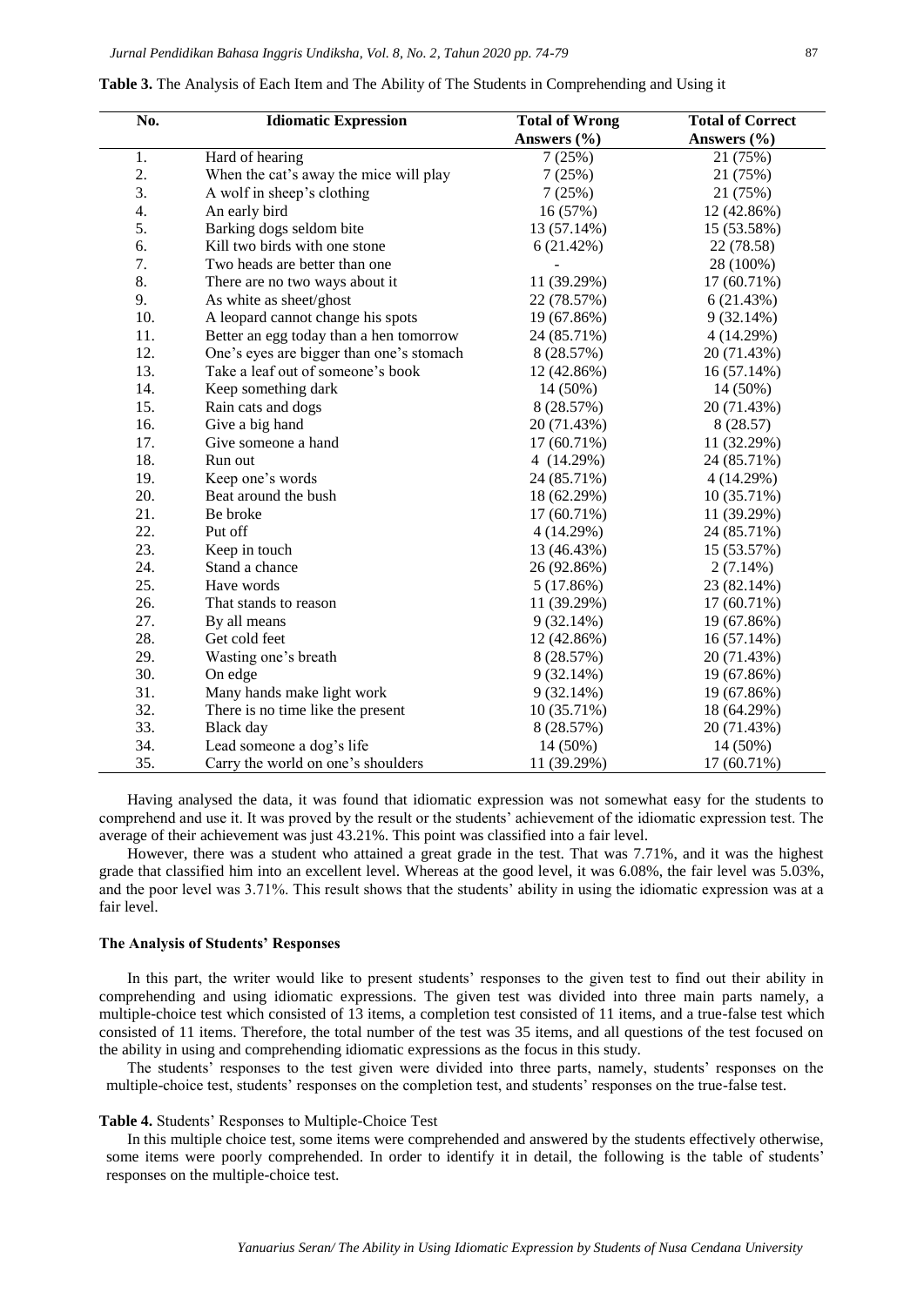**Table 3.** The Analysis of Each Item and The Ability of The Students in Comprehending and Using it

| No. | Idiomatic Expression | Total of Wrong Answers (%) | Total of Correct Answers (%) |
|---|---|---|---|
| 1. | Hard of hearing | 7 (25%) | 21 (75%) |
| 2. | When the cat's away the mice will play | 7 (25%) | 21 (75%) |
| 3. | A wolf in sheep's clothing | 7 (25%) | 21 (75%) |
| 4. | An early bird | 16 (57%) | 12 (42.86%) |
| 5. | Barking dogs seldom bite | 13 (57.14%) | 15 (53.58%) |
| 6. | Kill two birds with one stone | 6 (21.42%) | 22 (78.58) |
| 7. | Two heads are better than one | - | 28 (100%) |
| 8. | There are no two ways about it | 11 (39.29%) | 17 (60.71%) |
| 9. | As white as sheet/ghost | 22 (78.57%) | 6 (21.43%) |
| 10. | A leopard cannot change his spots | 19 (67.86%) | 9 (32.14%) |
| 11. | Better an egg today than a hen tomorrow | 24 (85.71%) | 4 (14.29%) |
| 12. | One's eyes are bigger than one's stomach | 8 (28.57%) | 20 (71.43%) |
| 13. | Take a leaf out of someone's book | 12 (42.86%) | 16 (57.14%) |
| 14. | Keep something dark | 14 (50%) | 14 (50%) |
| 15. | Rain cats and dogs | 8 (28.57%) | 20 (71.43%) |
| 16. | Give a big hand | 20 (71.43%) | 8 (28.57) |
| 17. | Give someone a hand | 17 (60.71%) | 11 (32.29%) |
| 18. | Run out | 4 (14.29%) | 24 (85.71%) |
| 19. | Keep one's words | 24 (85.71%) | 4 (14.29%) |
| 20. | Beat around the bush | 18 (62.29%) | 10 (35.71%) |
| 21. | Be broke | 17 (60.71%) | 11 (39.29%) |
| 22. | Put off | 4 (14.29%) | 24 (85.71%) |
| 23. | Keep in touch | 13 (46.43%) | 15 (53.57%) |
| 24. | Stand a chance | 26 (92.86%) | 2 (7.14%) |
| 25. | Have words | 5 (17.86%) | 23 (82.14%) |
| 26. | That stands to reason | 11 (39.29%) | 17 (60.71%) |
| 27. | By all means | 9 (32.14%) | 19 (67.86%) |
| 28. | Get cold feet | 12 (42.86%) | 16 (57.14%) |
| 29. | Wasting one's breath | 8 (28.57%) | 20 (71.43%) |
| 30. | On edge | 9 (32.14%) | 19 (67.86%) |
| 31. | Many hands make light work | 9 (32.14%) | 19 (67.86%) |
| 32. | There is no time like the present | 10 (35.71%) | 18 (64.29%) |
| 33. | Black day | 8 (28.57%) | 20 (71.43%) |
| 34. | Lead someone a dog's life | 14 (50%) | 14 (50%) |
| 35. | Carry the world on one's shoulders | 11 (39.29%) | 17 (60.71%) |

Having analysed the data, it was found that idiomatic expression was not somewhat easy for the students to comprehend and use it. It was proved by the result or the students' achievement of the idiomatic expression test. The average of their achievement was just 43.21%. This point was classified into a fair level.

However, there was a student who attained a great grade in the test. That was 7.71%, and it was the highest grade that classified him into an excellent level. Whereas at the good level, it was 6.08%, the fair level was 5.03%, and the poor level was 3.71%. This result shows that the students' ability in using the idiomatic expression was at a fair level.

### The Analysis of Students' Responses

In this part, the writer would like to present students' responses to the given test to find out their ability in comprehending and using idiomatic expressions. The given test was divided into three main parts namely, a multiple-choice test which consisted of 13 items, a completion test consisted of 11 items, and a true-false test which consisted of 11 items. Therefore, the total number of the test was 35 items, and all questions of the test focused on the ability in using and comprehending idiomatic expressions as the focus in this study.

The students' responses to the test given were divided into three parts, namely, students' responses on the multiple-choice test, students' responses on the completion test, and students' responses on the true-false test.

**Table 4.** Students' Responses to Multiple-Choice Test

In this multiple choice test, some items were comprehended and answered by the students effectively otherwise, some items were poorly comprehended. In order to identify it in detail, the following is the table of students' responses on the multiple-choice test.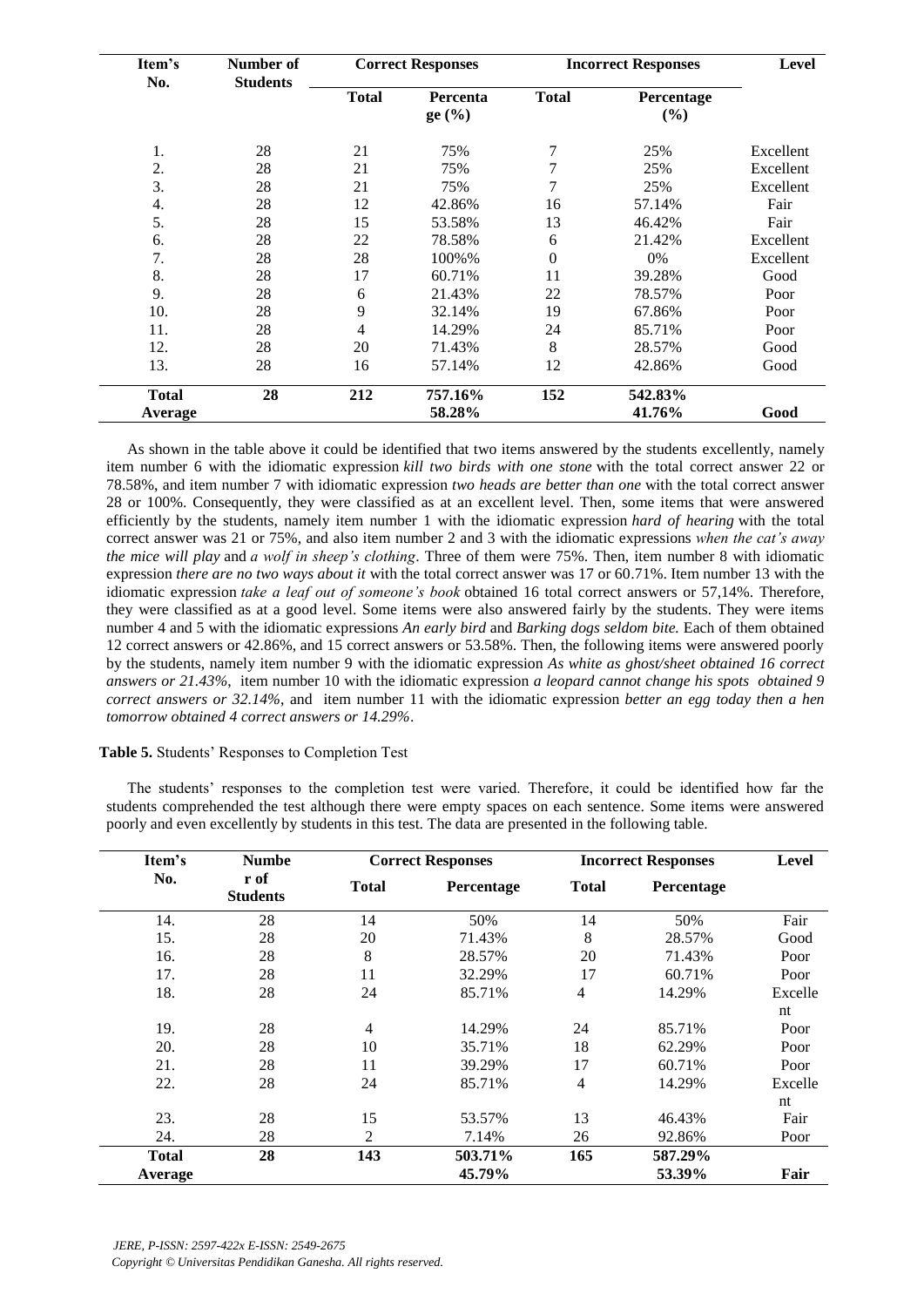| Item's No. | Number of Students | Correct Responses | | Incorrect Responses | | Level |
|---|---|---|---|---|---|---|
| | | Total | Percentage (%) | Total | Percentage (%) | |
| 1. | 28 | 21 | 75% | 7 | 25% | Excellent |
| 2. | 28 | 21 | 75% | 7 | 25% | Excellent |
| 3. | 28 | 21 | 75% | 7 | 25% | Excellent |
| 4. | 28 | 12 | 42.86% | 16 | 57.14% | Fair |
| 5. | 28 | 15 | 53.58% | 13 | 46.42% | Fair |
| 6. | 28 | 22 | 78.58% | 6 | 21.42% | Excellent |
| 7. | 28 | 28 | 100%% | 0 | 0% | Excellent |
| 8. | 28 | 17 | 60.71% | 11 | 39.28% | Good |
| 9. | 28 | 6 | 21.43% | 22 | 78.57% | Poor |
| 10. | 28 | 9 | 32.14% | 19 | 67.86% | Poor |
| 11. | 28 | 4 | 14.29% | 24 | 85.71% | Poor |
| 12. | 28 | 20 | 71.43% | 8 | 28.57% | Good |
| 13. | 28 | 16 | 57.14% | 12 | 42.86% | Good |
| **Total** | **28** | **212** | **757.16%** | **152** | **542.83%** | |
| **Average** | | | **58.28%** | | **41.76%** | **Good** |

As shown in the table above it could be identified that two items answered by the students excellently, namely item number 6 with the idiomatic expression *kill two birds with one stone* with the total correct answer 22 or 78.58%, and item number 7 with idiomatic expression *two heads are better than one* with the total correct answer 28 or 100%. Consequently, they were classified as at an excellent level. Then, some items that were answered efficiently by the students, namely item number 1 with the idiomatic expression *hard of hearing* with the total correct answer was 21 or 75%, and also item number 2 and 3 with the idiomatic expressions *when the cat's away the mice will play* and *a wolf in sheep's clothing*. Three of them were 75%. Then, item number 8 with idiomatic expression *there are no two ways about it* with the total correct answer was 17 or 60.71%. Item number 13 with the idiomatic expression *take a leaf out of someone's book* obtained 16 total correct answers or 57,14%. Therefore, they were classified as at a good level. Some items were also answered fairly by the students. They were items number 4 and 5 with the idiomatic expressions *An early bird* and *Barking dogs seldom bite.* Each of them obtained 12 correct answers or 42.86%, and 15 correct answers or 53.58%. Then, the following items were answered poorly by the students, namely item number 9 with the idiomatic expression *As white as ghost/sheet obtained 16 correct answers or 21.43%*, item number 10 with the idiomatic expression *a leopard cannot change his spots obtained 9 correct answers or 32.14%*, and item number 11 with the idiomatic expression *better an egg today then a hen tomorrow obtained 4 correct answers or 14.29%*.

**Table 5.** Students' Responses to Completion Test

The students' responses to the completion test were varied. Therefore, it could be identified how far the students comprehended the test although there were empty spaces on each sentence. Some items were answered poorly and even excellently by students in this test. The data are presented in the following table.

| Item's No. | Number of Students | Correct Responses | | Incorrect Responses | | Level |
|---|---|---|---|---|---|---|
| | | Total | Percentage | Total | Percentage | |
| 14. | 28 | 14 | 50% | 14 | 50% | Fair |
| 15. | 28 | 20 | 71.43% | 8 | 28.57% | Good |
| 16. | 28 | 8 | 28.57% | 20 | 71.43% | Poor |
| 17. | 28 | 11 | 32.29% | 17 | 60.71% | Poor |
| 18. | 28 | 24 | 85.71% | 4 | 14.29% | Excellent |
| 19. | 28 | 4 | 14.29% | 24 | 85.71% | Poor |
| 20. | 28 | 10 | 35.71% | 18 | 62.29% | Poor |
| 21. | 28 | 11 | 39.29% | 17 | 60.71% | Poor |
| 22. | 28 | 24 | 85.71% | 4 | 14.29% | Excellent |
| 23. | 28 | 15 | 53.57% | 13 | 46.43% | Fair |
| 24. | 28 | 2 | 7.14% | 26 | 92.86% | Poor |
| **Total** | **28** | **143** | **503.71%** | **165** | **587.29%** | |
| **Average** | | | **45.79%** | | **53.39%** | **Fair** |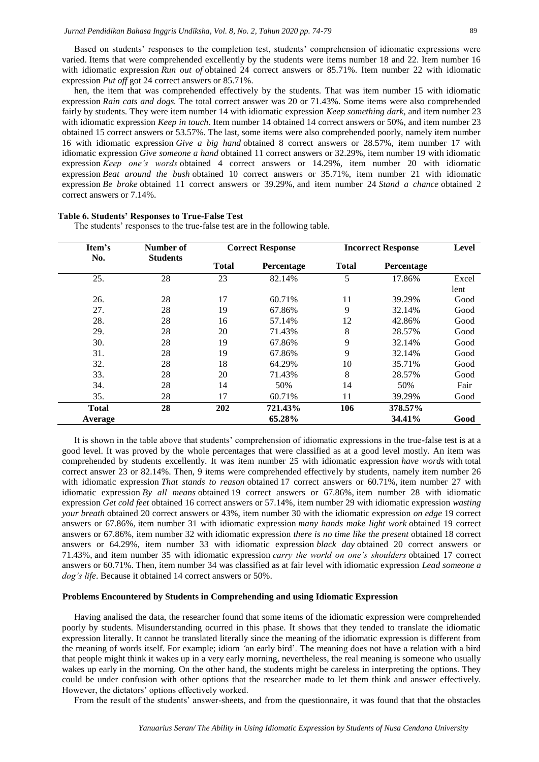Based on students' responses to the completion test, students' comprehension of idiomatic expressions were varied. Items that were comprehended excellently by the students were items number 18 and 22. Item number 16 with idiomatic expression *Run out of* obtained 24 correct answers or 85.71%. Item number 22 with idiomatic expression *Put off* got 24 correct answers or 85.71%.

hen, the item that was comprehended effectively by the students. That was item number 15 with idiomatic expression *Rain cats and dogs.* The total correct answer was 20 or 71.43%. Some items were also comprehended fairly by students. They were item number 14 with idiomatic expression *Keep something dark*, and item number 23 with idiomatic expression *Keep in touch*. Item number 14 obtained 14 correct answers or 50%, and item number 23 obtained 15 correct answers or 53.57%. The last, some items were also comprehended poorly, namely item number 16 with idiomatic expression *Give a big hand* obtained 8 correct answers or 28.57%, item number 17 with idiomatic expression *Give someone a hand* obtained 11 correct answers or 32.29%, item number 19 with idiomatic expression *Keep one's words* obtained 4 correct answers or 14.29%, item number 20 with idiomatic expression *Beat around the bush* obtained 10 correct answers or 35.71%, item number 21 with idiomatic expression *Be broke* obtained 11 correct answers or 39.29%, and item number 24 *Stand a chance* obtained 2 correct answers or 7.14%.

**Table 6. Students' Responses to True-False Test**

The students' responses to the true-false test are in the following table.

| Item's No. | Number of Students | Correct Response | | Incorrect Response | | Level |
|---|---|---|---|---|---|---|
| | | Total | Percentage | Total | Percentage | |
| 25. | 28 | 23 | 82.14% | 5 | 17.86% | Excellent |
| 26. | 28 | 17 | 60.71% | 11 | 39.29% | Good |
| 27. | 28 | 19 | 67.86% | 9 | 32.14% | Good |
| 28. | 28 | 16 | 57.14% | 12 | 42.86% | Good |
| 29. | 28 | 20 | 71.43% | 8 | 28.57% | Good |
| 30. | 28 | 19 | 67.86% | 9 | 32.14% | Good |
| 31. | 28 | 19 | 67.86% | 9 | 32.14% | Good |
| 32. | 28 | 18 | 64.29% | 10 | 35.71% | Good |
| 33. | 28 | 20 | 71.43% | 8 | 28.57% | Good |
| 34. | 28 | 14 | 50% | 14 | 50% | Fair |
| 35. | 28 | 17 | 60.71% | 11 | 39.29% | Good |
| **Total** | **28** | **202** | **721.43%** | **106** | **378.57%** | |
| **Average** | | | **65.28%** | | **34.41%** | **Good** |

It is shown in the table above that students' comprehension of idiomatic expressions in the true-false test is at a good level. It was proved by the whole percentages that were classified as at a good level mostly. An item was comprehended by students excellently. It was item number 25 with idiomatic expression *have words* with total correct answer 23 or 82.14%. Then, 9 items were comprehended effectively by students, namely item number 26 with idiomatic expression *That stands to reason* obtained 17 correct answers or 60.71%, item number 27 with idiomatic expression *By all means* obtained 19 correct answers or 67.86%, item number 28 with idiomatic expression *Get cold feet* obtained 16 correct answers or 57.14%, item number 29 with idiomatic expression *wasting your breath* obtained 20 correct answers or 43%, item number 30 with the idiomatic expression *on edge* 19 correct answers or 67.86%, item number 31 with idiomatic expression *many hands make light work* obtained 19 correct answers or 67.86%, item number 32 with idiomatic expression *there is no time like the present* obtained 18 correct answers or 64.29%, item number 33 with idiomatic expression *black day* obtained 20 correct answers or 71.43%, and item number 35 with idiomatic expression *carry the world on one's shoulders* obtained 17 correct answers or 60.71%. Then, item number 34 was classified as at fair level with idiomatic expression *Lead someone a dog's life*. Because it obtained 14 correct answers or 50%.

### Problems Encountered by Students in Comprehending and using Idiomatic Expression

Having analised the data, the researcher found that some items of the idiomatic expression were comprehended poorly by students. Misunderstanding ocurred in this phase. It shows that they tended to translate the idiomatic expression literally. It cannot be translated literally since the meaning of the idiomatic expression is different from the meaning of words itself. For exampl*e*; idiom *'*an early bird'. The meaning does not have a relation with a bird that people might think it wakes up in a very early morning, nevertheless, the real meaning is someone who usually wakes up early in the morning. On the other hand, the students might be careless in interpreting the options. They could be under confusion with other options that the researcher made to let them think and answer effectively. However, the dictators' options effectively worked.

From the result of the students' answer-sheets, and from the questionnaire, it was found that that the obstacles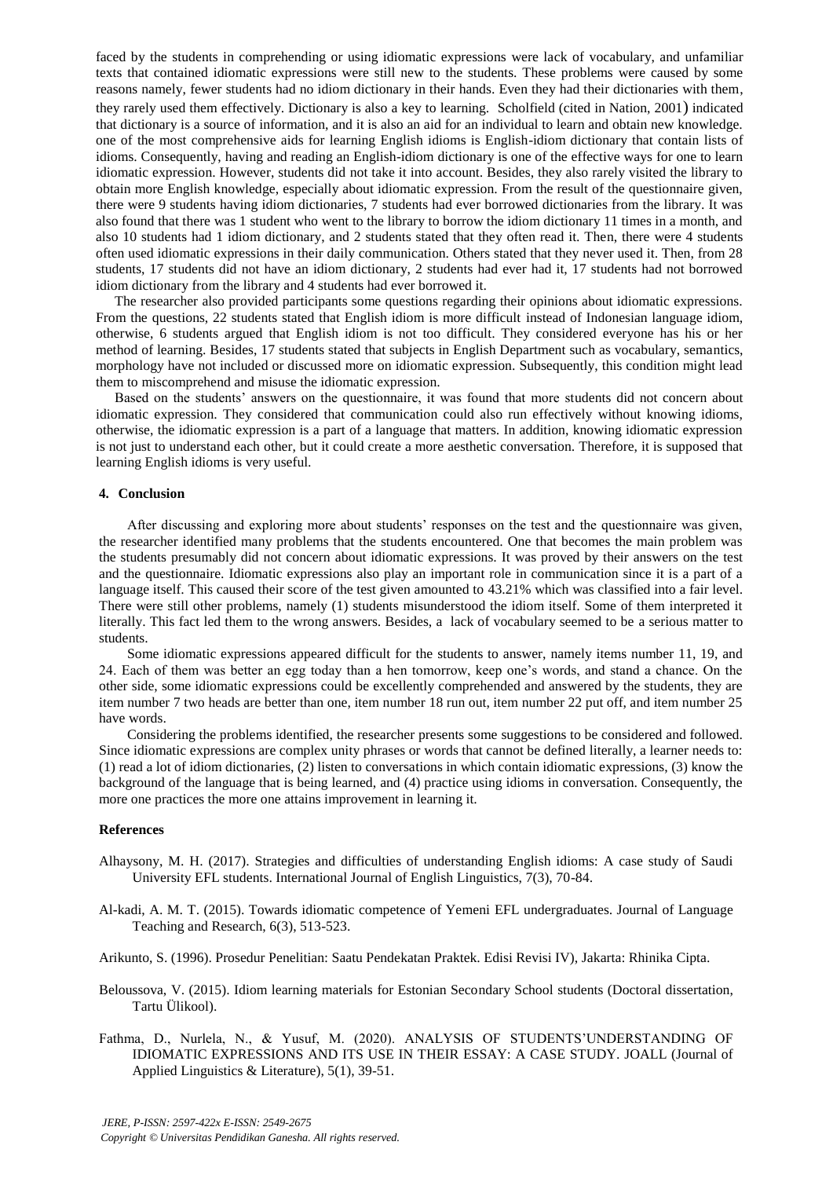faced by the students in comprehending or using idiomatic expressions were lack of vocabulary, and unfamiliar texts that contained idiomatic expressions were still new to the students. These problems were caused by some reasons namely, fewer students had no idiom dictionary in their hands. Even they had their dictionaries with them, they rarely used them effectively. Dictionary is also a key to learning. Scholfield (cited in Nation, 2001) indicated that dictionary is a source of information, and it is also an aid for an individual to learn and obtain new knowledge. one of the most comprehensive aids for learning English idioms is English-idiom dictionary that contain lists of idioms. Consequently, having and reading an English-idiom dictionary is one of the effective ways for one to learn idiomatic expression. However, students did not take it into account. Besides, they also rarely visited the library to obtain more English knowledge, especially about idiomatic expression. From the result of the questionnaire given, there were 9 students having idiom dictionaries, 7 students had ever borrowed dictionaries from the library. It was also found that there was 1 student who went to the library to borrow the idiom dictionary 11 times in a month, and also 10 students had 1 idiom dictionary, and 2 students stated that they often read it. Then, there were 4 students often used idiomatic expressions in their daily communication. Others stated that they never used it. Then, from 28 students, 17 students did not have an idiom dictionary, 2 students had ever had it, 17 students had not borrowed idiom dictionary from the library and 4 students had ever borrowed it.

The researcher also provided participants some questions regarding their opinions about idiomatic expressions. From the questions, 22 students stated that English idiom is more difficult instead of Indonesian language idiom, otherwise, 6 students argued that English idiom is not too difficult. They considered everyone has his or her method of learning. Besides, 17 students stated that subjects in English Department such as vocabulary, semantics, morphology have not included or discussed more on idiomatic expression. Subsequently, this condition might lead them to miscomprehend and misuse the idiomatic expression.

Based on the students' answers on the questionnaire, it was found that more students did not concern about idiomatic expression. They considered that communication could also run effectively without knowing idioms, otherwise, the idiomatic expression is a part of a language that matters. In addition, knowing idiomatic expression is not just to understand each other, but it could create a more aesthetic conversation. Therefore, it is supposed that learning English idioms is very useful.

## 4. Conclusion

After discussing and exploring more about students' responses on the test and the questionnaire was given, the researcher identified many problems that the students encountered. One that becomes the main problem was the students presumably did not concern about idiomatic expressions. It was proved by their answers on the test and the questionnaire. Idiomatic expressions also play an important role in communication since it is a part of a language itself. This caused their score of the test given amounted to 43.21% which was classified into a fair level. There were still other problems, namely (1) students misunderstood the idiom itself. Some of them interpreted it literally. This fact led them to the wrong answers. Besides, a lack of vocabulary seemed to be a serious matter to students.

Some idiomatic expressions appeared difficult for the students to answer, namely items number 11, 19, and 24. Each of them was better an egg today than a hen tomorrow, keep one's words, and stand a chance. On the other side, some idiomatic expressions could be excellently comprehended and answered by the students, they are item number 7 two heads are better than one, item number 18 run out, item number 22 put off, and item number 25 have words.

Considering the problems identified, the researcher presents some suggestions to be considered and followed. Since idiomatic expressions are complex unity phrases or words that cannot be defined literally, a learner needs to: (1) read a lot of idiom dictionaries, (2) listen to conversations in which contain idiomatic expressions, (3) know the background of the language that is being learned, and (4) practice using idioms in conversation. Consequently, the more one practices the more one attains improvement in learning it.

## References

Alhaysony, M. H. (2017). Strategies and difficulties of understanding English idioms: A case study of Saudi University EFL students. International Journal of English Linguistics, 7(3), 70-84.

Al-kadi, A. M. T. (2015). Towards idiomatic competence of Yemeni EFL undergraduates. Journal of Language Teaching and Research, 6(3), 513-523.

Arikunto, S. (1996). Prosedur Penelitian: Saatu Pendekatan Praktek. Edisi Revisi IV), Jakarta: Rhinika Cipta.

Beloussova, V. (2015). Idiom learning materials for Estonian Secondary School students (Doctoral dissertation, Tartu Ülikool).

Fathma, D., Nurlela, N., & Yusuf, M. (2020). ANALYSIS OF STUDENTS'UNDERSTANDING OF IDIOMATIC EXPRESSIONS AND ITS USE IN THEIR ESSAY: A CASE STUDY. JOALL (Journal of Applied Linguistics & Literature), 5(1), 39-51.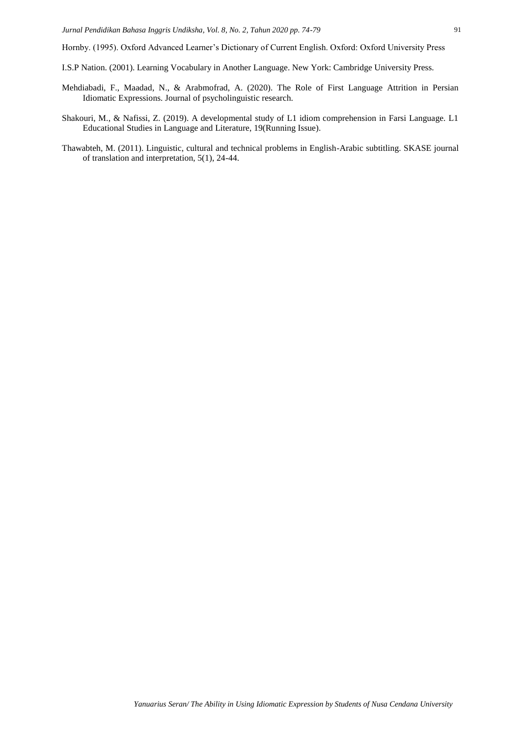Hornby. (1995). Oxford Advanced Learner's Dictionary of Current English. Oxford: Oxford University Press

I.S.P Nation. (2001). Learning Vocabulary in Another Language. New York: Cambridge University Press.

Mehdiabadi, F., Maadad, N., & Arabmofrad, A. (2020). The Role of First Language Attrition in Persian Idiomatic Expressions. Journal of psycholinguistic research.

Shakouri, M., & Nafissi, Z. (2019). A developmental study of L1 idiom comprehension in Farsi Language. L1 Educational Studies in Language and Literature, 19(Running Issue).

Thawabteh, M. (2011). Linguistic, cultural and technical problems in English-Arabic subtitling. SKASE journal of translation and interpretation, 5(1), 24-44.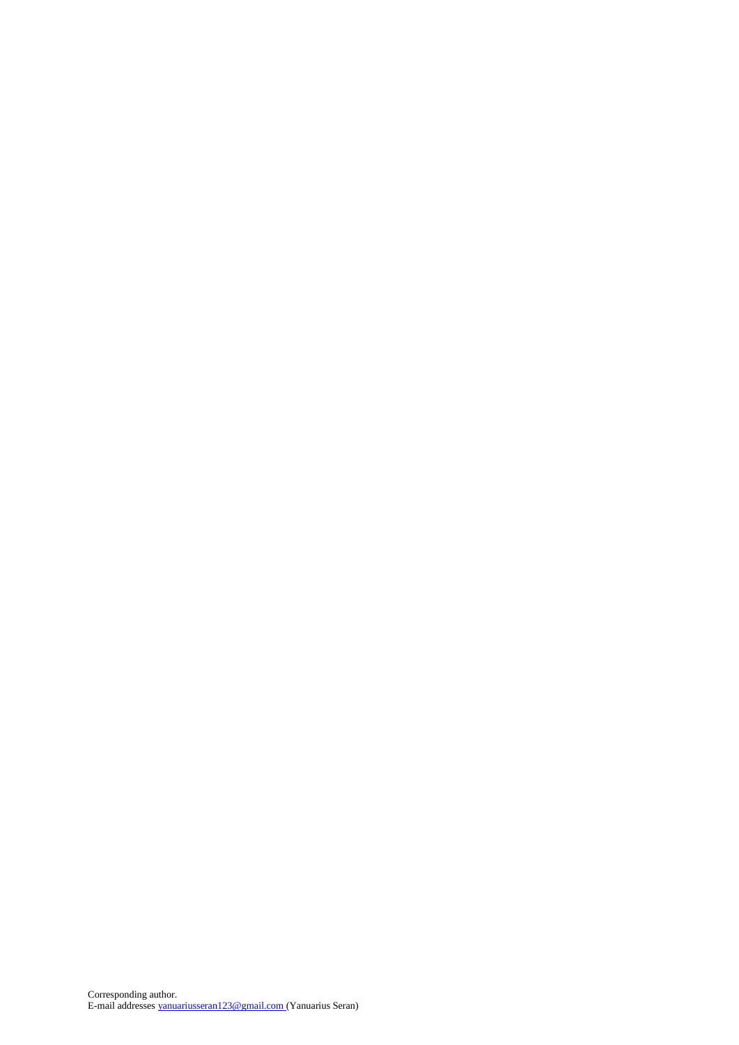Corresponding author.
E-mail addresses [yanuariusseran123@gmail.com](mailto:yanuariusseran123@gmail.com) (Yanuarius Seran)